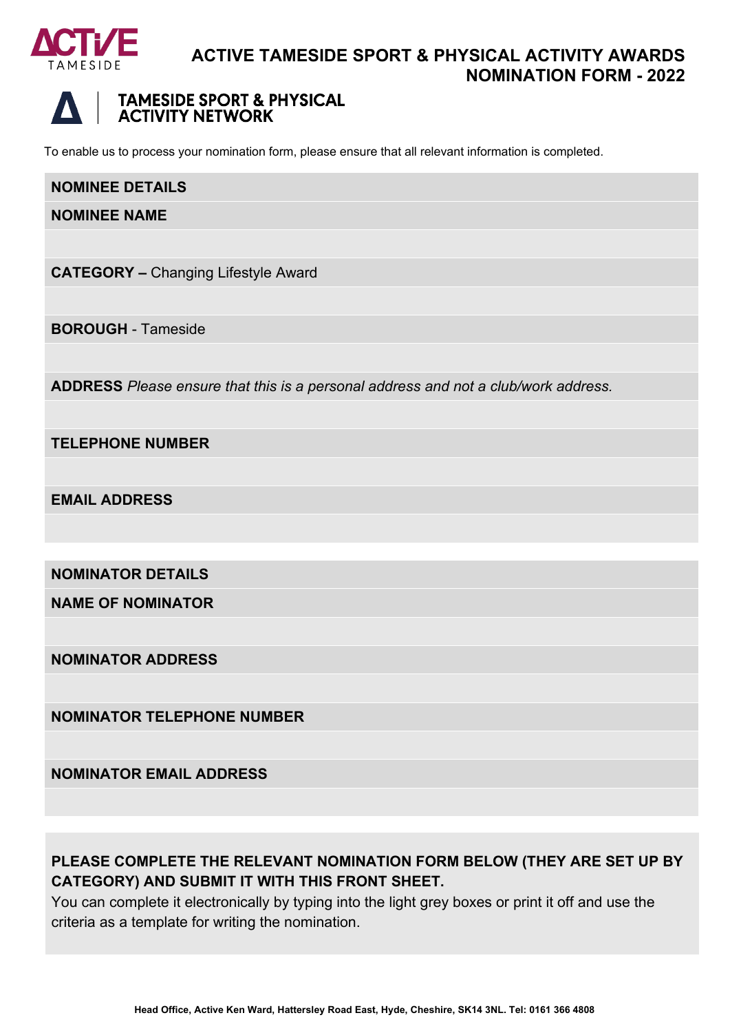ACTIVE TAMESIDE

# ACTIVE TAMESIDE SPORT & PHYSICAL ACTIVITY AWARDS NOMINATION FORM - 2022

TAMESIDE SPORT & PHYSICAL ACTIVITY NETWORK

To enable us to process your nomination form, please ensure that all relevant information is completed.

| **NOMINEE DETAILS** |
|---|
| **NOMINEE NAME** |
| |
| **CATEGORY –** Changing Lifestyle Award |
| |
| **BOROUGH** - Tameside |
| |
| **ADDRESS** *Please ensure that this is a personal address and not a club/work address.* |
| |
| **TELEPHONE NUMBER** |
| |
| **EMAIL ADDRESS** |
| |

| **NOMINATOR DETAILS** |
|---|
| **NAME OF NOMINATOR** |
| |
| **NOMINATOR ADDRESS** |
| |
| **NOMINATOR TELEPHONE NUMBER** |
| |
| **NOMINATOR EMAIL ADDRESS** |
| |

**PLEASE COMPLETE THE RELEVANT NOMINATION FORM BELOW (THEY ARE SET UP BY CATEGORY) AND SUBMIT IT WITH THIS FRONT SHEET.**

You can complete it electronically by typing into the light grey boxes or print it off and use the criteria as a template for writing the nomination.

**Head Office, Active Ken Ward, Hattersley Road East, Hyde, Cheshire, SK14 3NL. Tel: 0161 366 4808**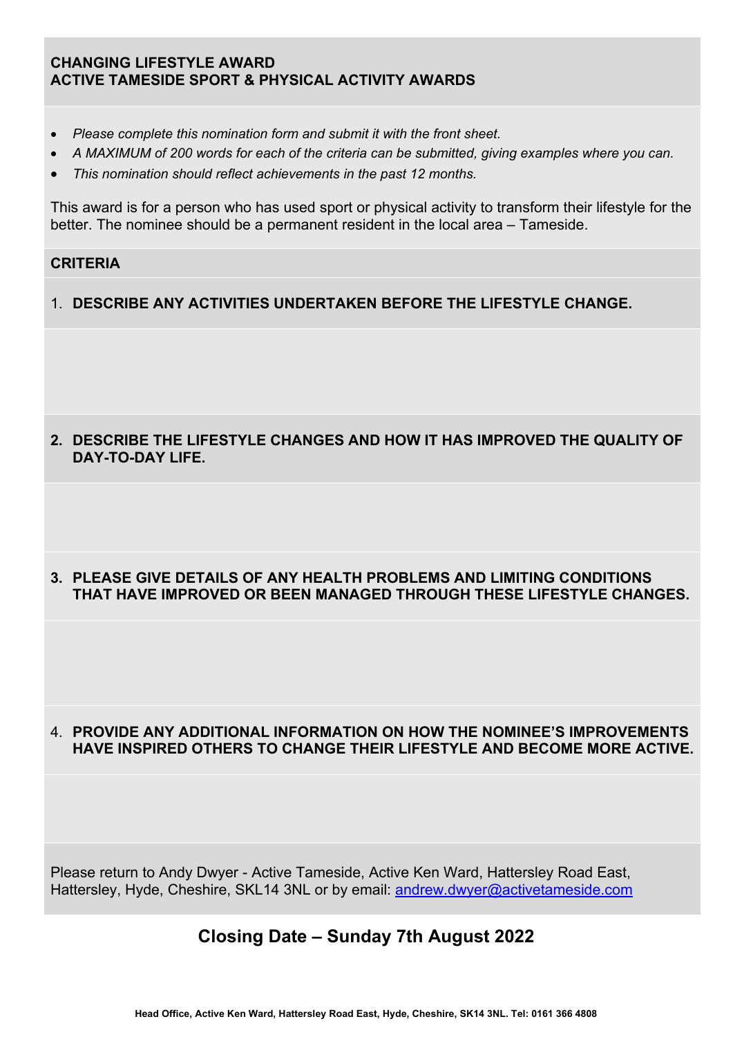**CHANGING LIFESTYLE AWARD**
**ACTIVE TAMESIDE SPORT & PHYSICAL ACTIVITY AWARDS**

- *Please complete this nomination form and submit it with the front sheet.*
- *A MAXIMUM of 200 words for each of the criteria can be submitted, giving examples where you can.*
- *This nomination should reflect achievements in the past 12 months.*

This award is for a person who has used sport or physical activity to transform their lifestyle for the better. The nominee should be a permanent resident in the local area – Tameside.

**CRITERIA**

1. **DESCRIBE ANY ACTIVITIES UNDERTAKEN BEFORE THE LIFESTYLE CHANGE.**

2. **DESCRIBE THE LIFESTYLE CHANGES AND HOW IT HAS IMPROVED THE QUALITY OF DAY-TO-DAY LIFE.**

3. **PLEASE GIVE DETAILS OF ANY HEALTH PROBLEMS AND LIMITING CONDITIONS THAT HAVE IMPROVED OR BEEN MANAGED THROUGH THESE LIFESTYLE CHANGES.**

4. **PROVIDE ANY ADDITIONAL INFORMATION ON HOW THE NOMINEE'S IMPROVEMENTS HAVE INSPIRED OTHERS TO CHANGE THEIR LIFESTYLE AND BECOME MORE ACTIVE.**

Please return to Andy Dwyer - Active Tameside, Active Ken Ward, Hattersley Road East, Hattersley, Hyde, Cheshire, SKL14 3NL or by email: [andrew.dwyer@activetameside.com](mailto:andrew.dwyer@activetameside.com)

## Closing Date – Sunday 7th August 2022

**Head Office, Active Ken Ward, Hattersley Road East, Hyde, Cheshire, SK14 3NL. Tel: 0161 366 4808**